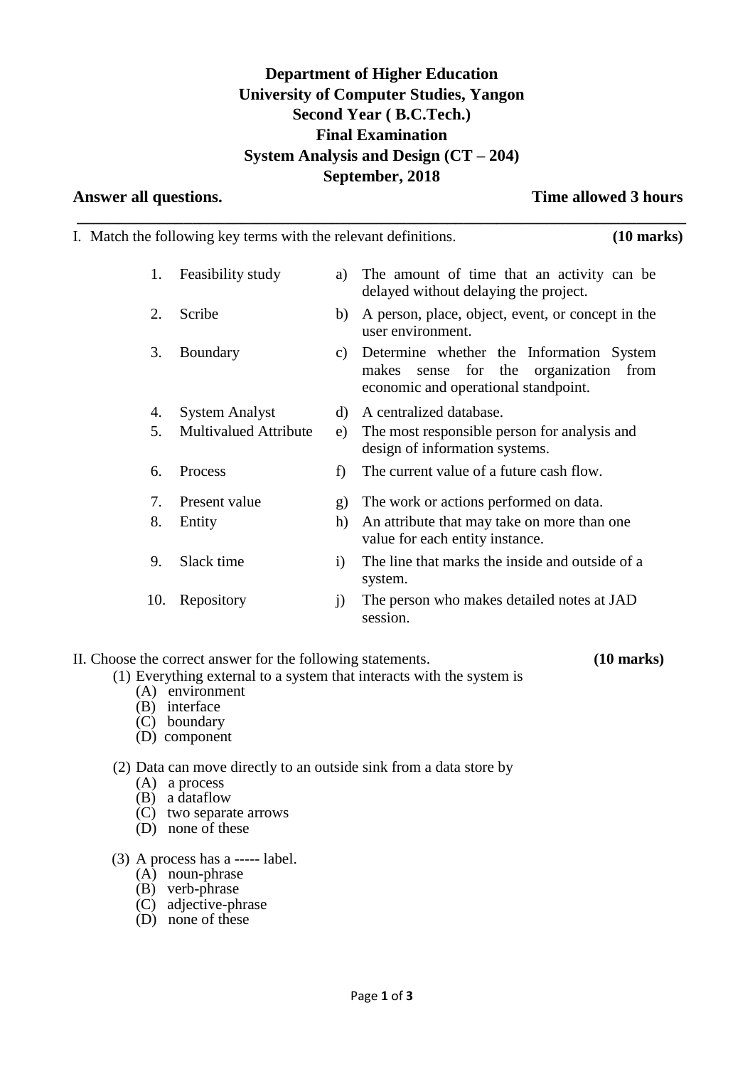**Department of Higher Education**
**University of Computer Studies, Yangon**
**Second Year ( B.C.Tech.)**
**Final Examination**
**System Analysis and Design (CT – 204)**
**September, 2018**

**Answer all questions.** **Time allowed 3 hours**

---

I. Match the following key terms with the relevant definitions. **(10 marks)**

| | Term | | Definition |
|---|---|---|---|
| 1. | Feasibility study | a) | The amount of time that an activity can be delayed without delaying the project. |
| 2. | Scribe | b) | A person, place, object, event, or concept in the user environment. |
| 3. | Boundary | c) | Determine whether the Information System makes sense for the organization from economic and operational standpoint. |
| 4. | System Analyst | d) | A centralized database. |
| 5. | Multivalued Attribute | e) | The most responsible person for analysis and design of information systems. |
| 6. | Process | f) | The current value of a future cash flow. |
| 7. | Present value | g) | The work or actions performed on data. |
| 8. | Entity | h) | An attribute that may take on more than one value for each entity instance. |
| 9. | Slack time | i) | The line that marks the inside and outside of a system. |
| 10. | Repository | j) | The person who makes detailed notes at JAD session. |

II. Choose the correct answer for the following statements. **(10 marks)**

(1) Everything external to a system that interacts with the system is
- (A) environment
- (B) interface
- (C) boundary
- (D) component

(2) Data can move directly to an outside sink from a data store by
- (A) a process
- (B) a dataflow
- (C) two separate arrows
- (D) none of these

(3) A process has a ----- label.
- (A) noun-phrase
- (B) verb-phrase
- (C) adjective-phrase
- (D) none of these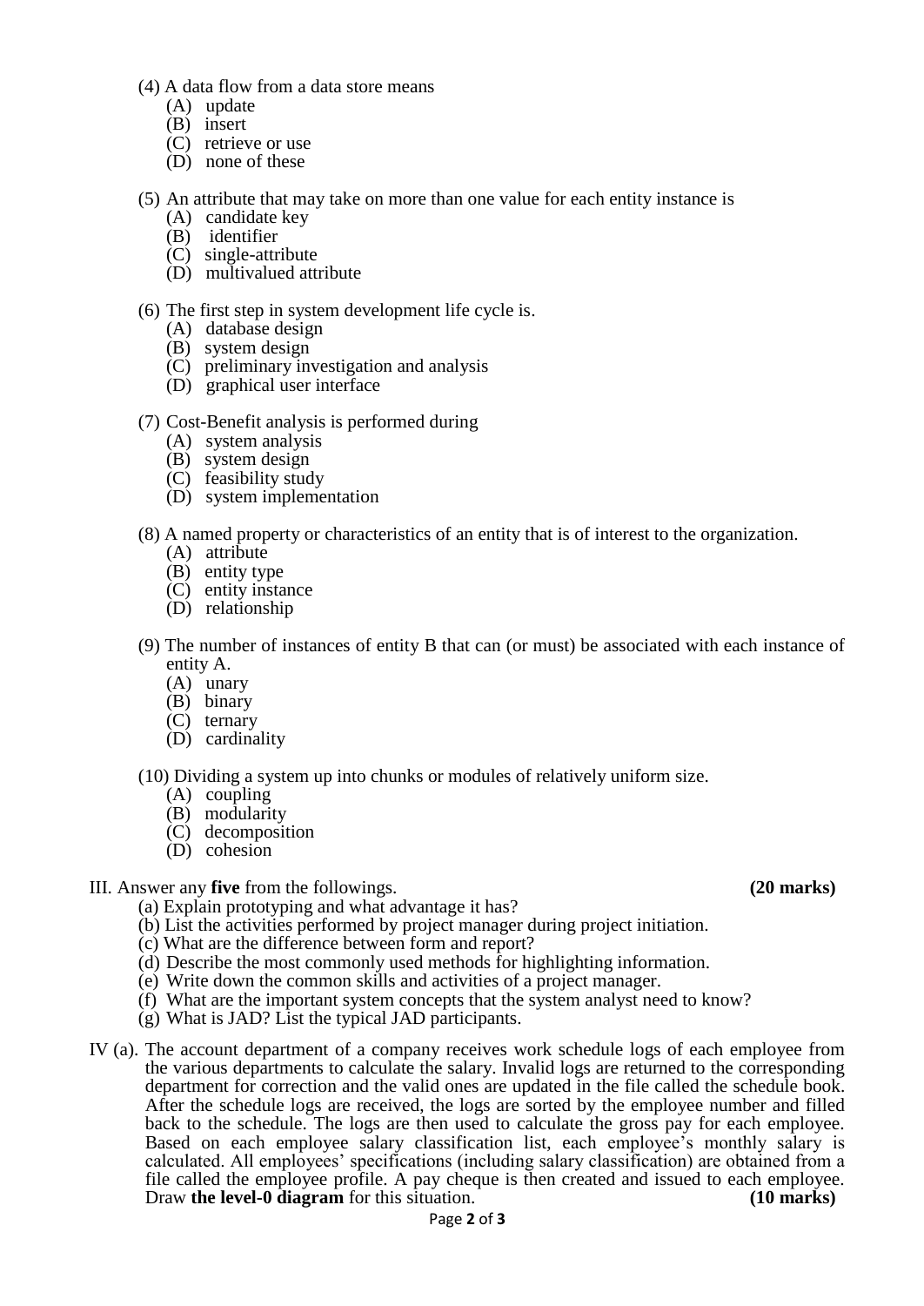(4) A data flow from a data store means

- (A) update
- (B) insert
- (C) retrieve or use
- (D) none of these

(5) An attribute that may take on more than one value for each entity instance is

- (A) candidate key
- (B) identifier
- (C) single-attribute
- (D) multivalued attribute

(6) The first step in system development life cycle is.

- (A) database design
- (B) system design
- (C) preliminary investigation and analysis
- (D) graphical user interface

(7) Cost-Benefit analysis is performed during

- (A) system analysis
- (B) system design
- (C) feasibility study
- (D) system implementation

(8) A named property or characteristics of an entity that is of interest to the organization.

- (A) attribute
- (B) entity type
- (C) entity instance
- (D) relationship

(9) The number of instances of entity B that can (or must) be associated with each instance of entity A.

- (A) unary
- (B) binary
- (C) ternary
- (D) cardinality

(10) Dividing a system up into chunks or modules of relatively uniform size.

- (A) coupling
- (B) modularity
- (C) decomposition
- (D) cohesion

III. Answer any **five** from the followings. **(20 marks)**

(a) Explain prototyping and what advantage it has?
(b) List the activities performed by project manager during project initiation.
(c) What are the difference between form and report?
(d) Describe the most commonly used methods for highlighting information.
(e) Write down the common skills and activities of a project manager.
(f) What are the important system concepts that the system analyst need to know?
(g) What is JAD? List the typical JAD participants.

IV (a). The account department of a company receives work schedule logs of each employee from the various departments to calculate the salary. Invalid logs are returned to the corresponding department for correction and the valid ones are updated in the file called the schedule book. After the schedule logs are received, the logs are sorted by the employee number and filled back to the schedule. The logs are then used to calculate the gross pay for each employee. Based on each employee salary classification list, each employee's monthly salary is calculated. All employees' specifications (including salary classification) are obtained from a file called the employee profile. A pay cheque is then created and issued to each employee. Draw **the level-0 diagram** for this situation. **(10 marks)**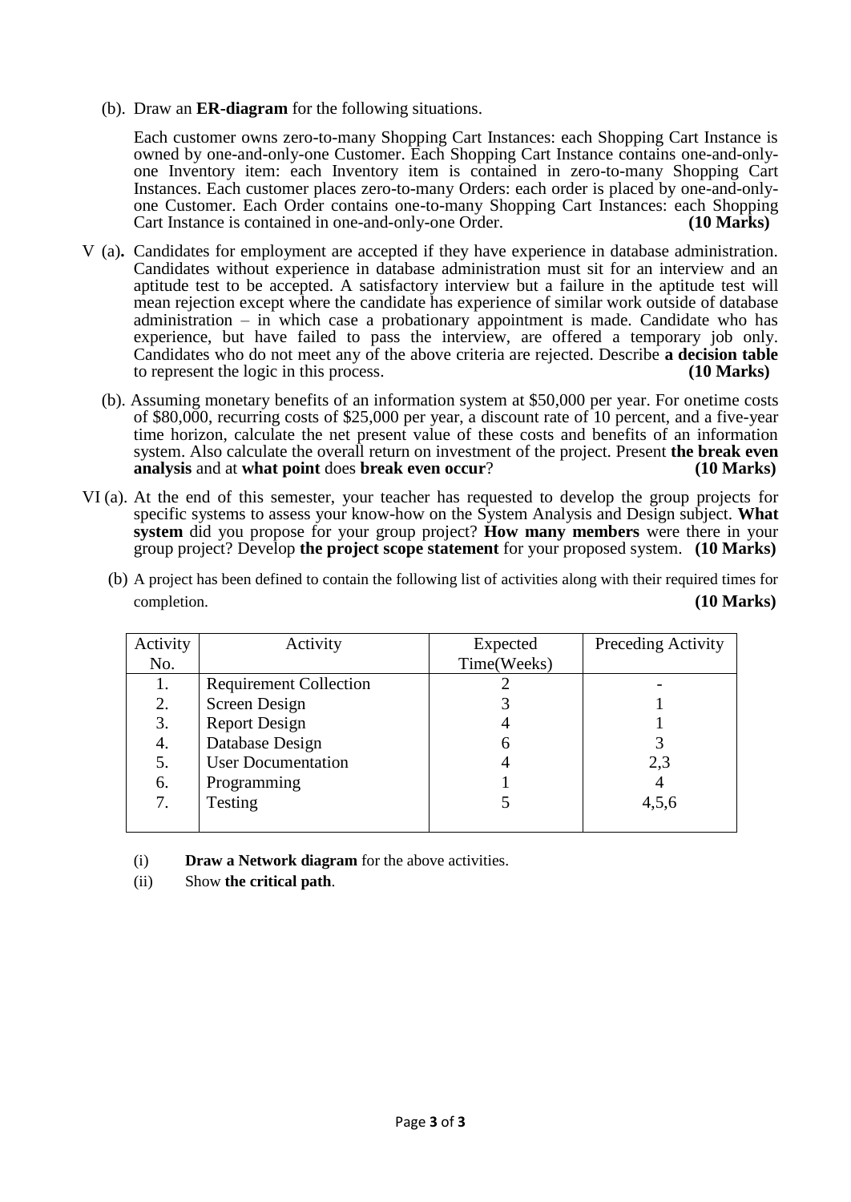(b). Draw an **ER-diagram** for the following situations.

Each customer owns zero-to-many Shopping Cart Instances: each Shopping Cart Instance is owned by one-and-only-one Customer. Each Shopping Cart Instance contains one-and-only-one Inventory item: each Inventory item is contained in zero-to-many Shopping Cart Instances. Each customer places zero-to-many Orders: each order is placed by one-and-only-one Customer. Each Order contains one-to-many Shopping Cart Instances: each Shopping Cart Instance is contained in one-and-only-one Order. **(10 Marks)**

V (a)**.** Candidates for employment are accepted if they have experience in database administration. Candidates without experience in database administration must sit for an interview and an aptitude test to be accepted. A satisfactory interview but a failure in the aptitude test will mean rejection except where the candidate has experience of similar work outside of database administration – in which case a probationary appointment is made. Candidate who has experience, but have failed to pass the interview, are offered a temporary job only. Candidates who do not meet any of the above criteria are rejected. Describe **a decision table** to represent the logic in this process. **(10 Marks)**

(b). Assuming monetary benefits of an information system at $50,000 per year. For onetime costs of $80,000, recurring costs of $25,000 per year, a discount rate of 10 percent, and a five-year time horizon, calculate the net present value of these costs and benefits of an information system. Also calculate the overall return on investment of the project. Present **the break even analysis** and at **what point** does **break even occur**? **(10 Marks)**

VI (a). At the end of this semester, your teacher has requested to develop the group projects for specific systems to assess your know-how on the System Analysis and Design subject. **What system** did you propose for your group project? **How many members** were there in your group project? Develop **the project scope statement** for your proposed system. **(10 Marks)**

(b) A project has been defined to contain the following list of activities along with their required times for completion. **(10 Marks)**

| Activity No. | Activity | Expected Time(Weeks) | Preceding Activity |
|---|---|---|---|
| 1. | Requirement Collection | 2 | - |
| 2. | Screen Design | 3 | 1 |
| 3. | Report Design | 4 | 1 |
| 4. | Database Design | 6 | 3 |
| 5. | User Documentation | 4 | 2,3 |
| 6. | Programming | 1 | 4 |
| 7. | Testing | 5 | 4,5,6 |

(i) **Draw a Network diagram** for the above activities.

(ii) Show **the critical path**.